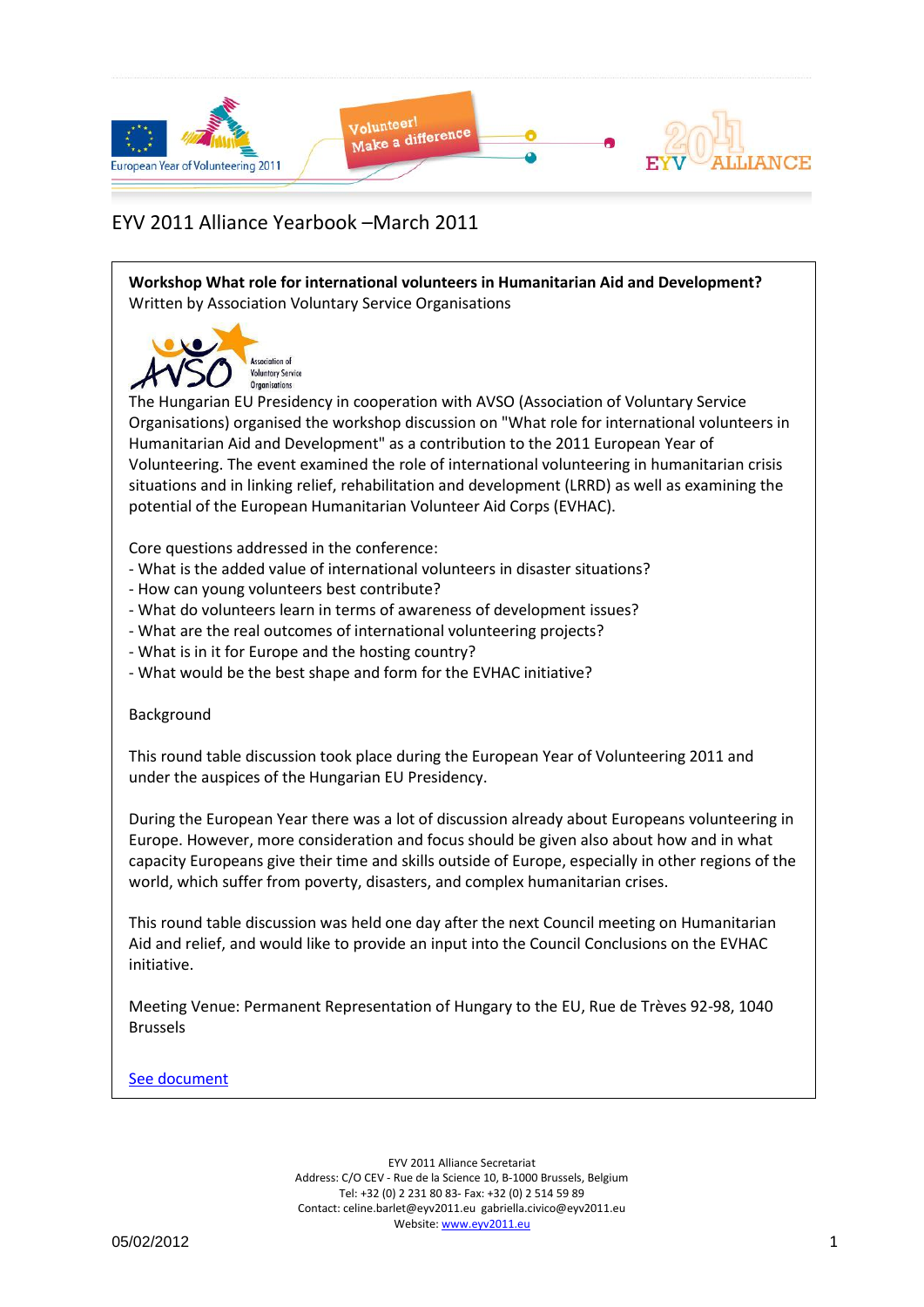# EYV 2011 Alliance Yearbook –March 2011

**Workshop What role for international volunteers in Humanitarian Aid and Development?**
Written by Association Voluntary Service Organisations

The Hungarian EU Presidency in cooperation with AVSO (Association of Voluntary Service Organisations) organised the workshop discussion on "What role for international volunteers in Humanitarian Aid and Development" as a contribution to the 2011 European Year of Volunteering. The event examined the role of international volunteering in humanitarian crisis situations and in linking relief, rehabilitation and development (LRRD) as well as examining the potential of the European Humanitarian Volunteer Aid Corps (EVHAC).

Core questions addressed in the conference:
- What is the added value of international volunteers in disaster situations?
- How can young volunteers best contribute?
- What do volunteers learn in terms of awareness of development issues?
- What are the real outcomes of international volunteering projects?
- What is in it for Europe and the hosting country?
- What would be the best shape and form for the EVHAC initiative?

Background

This round table discussion took place during the European Year of Volunteering 2011 and under the auspices of the Hungarian EU Presidency.

During the European Year there was a lot of discussion already about Europeans volunteering in Europe. However, more consideration and focus should be given also about how and in what capacity Europeans give their time and skills outside of Europe, especially in other regions of the world, which suffer from poverty, disasters, and complex humanitarian crises.

This round table discussion was held one day after the next Council meeting on Humanitarian Aid and relief, and would like to provide an input into the Council Conclusions on the EVHAC initiative.

Meeting Venue: Permanent Representation of Hungary to the EU, Rue de Trèves 92-98, 1040 Brussels

See document

EYV 2011 Alliance Secretariat
Address: C/O CEV - Rue de la Science 10, B-1000 Brussels, Belgium
Tel: +32 (0) 2 231 80 83- Fax: +32 (0) 2 514 59 89
Contact: celine.barlet@eyv2011.eu gabriella.civico@eyv2011.eu
Website: www.eyv2011.eu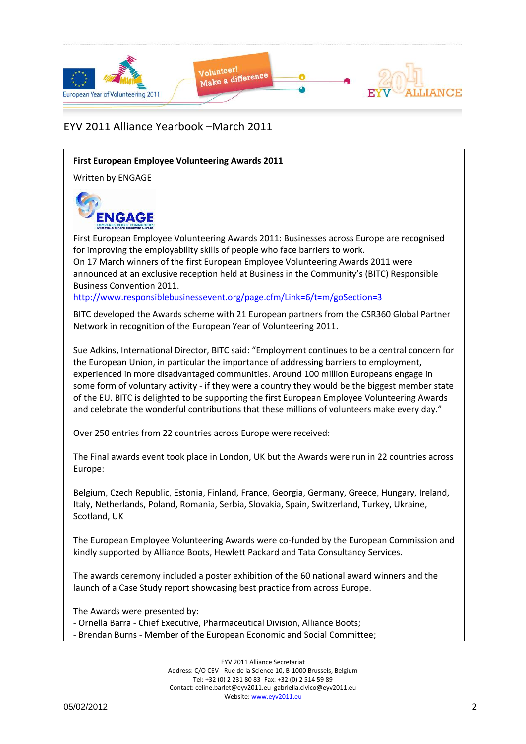EYV 2011 Alliance Yearbook –March 2011

**First European Employee Volunteering Awards 2011**

Written by ENGAGE

First European Employee Volunteering Awards 2011: Businesses across Europe are recognised for improving the employability skills of people who face barriers to work.
On 17 March winners of the first European Employee Volunteering Awards 2011 were announced at an exclusive reception held at Business in the Community's (BITC) Responsible Business Convention 2011.
http://www.responsiblebusinessevent.org/page.cfm/Link=6/t=m/goSection=3

BITC developed the Awards scheme with 21 European partners from the CSR360 Global Partner Network in recognition of the European Year of Volunteering 2011.

Sue Adkins, International Director, BITC said: "Employment continues to be a central concern for the European Union, in particular the importance of addressing barriers to employment, experienced in more disadvantaged communities. Around 100 million Europeans engage in some form of voluntary activity - if they were a country they would be the biggest member state of the EU. BITC is delighted to be supporting the first European Employee Volunteering Awards and celebrate the wonderful contributions that these millions of volunteers make every day."

Over 250 entries from 22 countries across Europe were received:

The Final awards event took place in London, UK but the Awards were run in 22 countries across Europe:

Belgium, Czech Republic, Estonia, Finland, France, Georgia, Germany, Greece, Hungary, Ireland, Italy, Netherlands, Poland, Romania, Serbia, Slovakia, Spain, Switzerland, Turkey, Ukraine, Scotland, UK

The European Employee Volunteering Awards were co-funded by the European Commission and kindly supported by Alliance Boots, Hewlett Packard and Tata Consultancy Services.

The awards ceremony included a poster exhibition of the 60 national award winners and the launch of a Case Study report showcasing best practice from across Europe.

The Awards were presented by:
- Ornella Barra - Chief Executive, Pharmaceutical Division, Alliance Boots;
- Brendan Burns - Member of the European Economic and Social Committee;

EYV 2011 Alliance Secretariat
Address: C/O CEV - Rue de la Science 10, B-1000 Brussels, Belgium
Tel: +32 (0) 2 231 80 83- Fax: +32 (0) 2 514 59 89
Contact: celine.barlet@eyv2011.eu gabriella.civico@eyv2011.eu
Website: www.eyv2011.eu

05/02/2012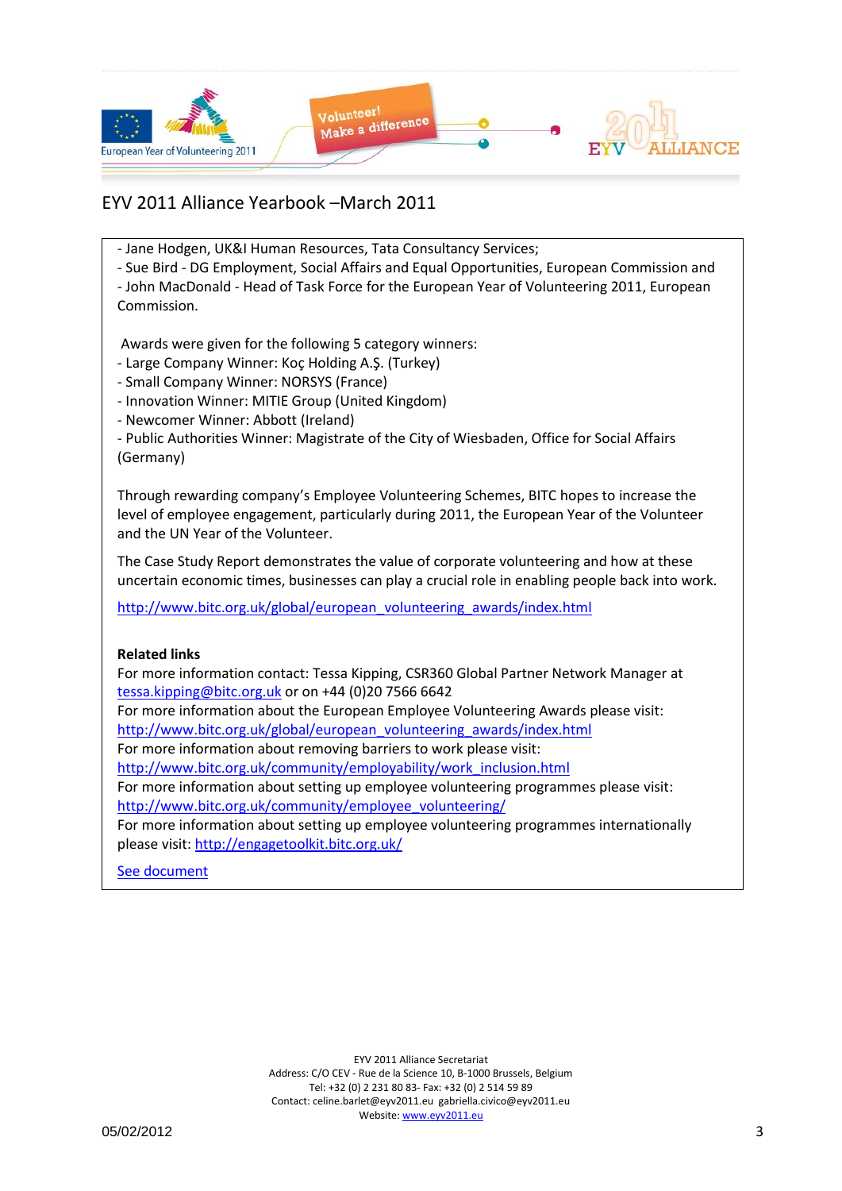- Jane Hodgen, UK&I Human Resources, Tata Consultancy Services;
- Sue Bird - DG Employment, Social Affairs and Equal Opportunities, European Commission and
- John MacDonald - Head of Task Force for the European Year of Volunteering 2011, European Commission.

Awards were given for the following 5 category winners:

- Large Company Winner: Koç Holding A.Ş. (Turkey)
- Small Company Winner: NORSYS (France)
- Innovation Winner: MITIE Group (United Kingdom)
- Newcomer Winner: Abbott (Ireland)
- Public Authorities Winner: Magistrate of the City of Wiesbaden, Office for Social Affairs (Germany)

Through rewarding company's Employee Volunteering Schemes, BITC hopes to increase the level of employee engagement, particularly during 2011, the European Year of the Volunteer and the UN Year of the Volunteer.

The Case Study Report demonstrates the value of corporate volunteering and how at these uncertain economic times, businesses can play a crucial role in enabling people back into work.

http://www.bitc.org.uk/global/european_volunteering_awards/index.html

**Related links**

For more information contact: Tessa Kipping, CSR360 Global Partner Network Manager at tessa.kipping@bitc.org.uk or on +44 (0)20 7566 6642
For more information about the European Employee Volunteering Awards please visit: http://www.bitc.org.uk/global/european_volunteering_awards/index.html
For more information about removing barriers to work please visit: http://www.bitc.org.uk/community/employability/work_inclusion.html
For more information about setting up employee volunteering programmes please visit: http://www.bitc.org.uk/community/employee_volunteering/
For more information about setting up employee volunteering programmes internationally please visit: http://engagetoolkit.bitc.org.uk/

See document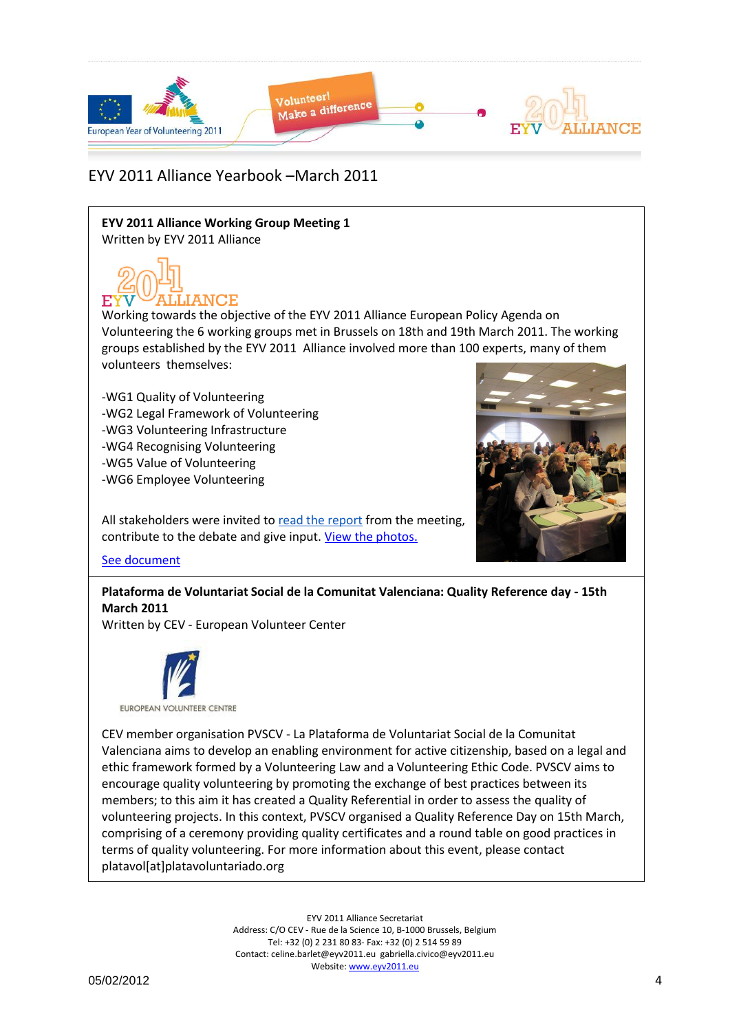EYV 2011 Alliance Yearbook –March 2011

**EYV 2011 Alliance Working Group Meeting 1**
Written by EYV 2011 Alliance

Working towards the objective of the EYV 2011 Alliance European Policy Agenda on Volunteering the 6 working groups met in Brussels on 18th and 19th March 2011. The working groups established by the EYV 2011 Alliance involved more than 100 experts, many of them volunteers themselves:

- -WG1 Quality of Volunteering
- -WG2 Legal Framework of Volunteering
- -WG3 Volunteering Infrastructure
- -WG4 Recognising Volunteering
- -WG5 Value of Volunteering
- -WG6 Employee Volunteering

All stakeholders were invited to read the report from the meeting, contribute to the debate and give input. View the photos.

See document

**Plataforma de Voluntariat Social de la Comunitat Valenciana: Quality Reference day - 15th March 2011**
Written by CEV - European Volunteer Center

EUROPEAN VOLUNTEER CENTRE

CEV member organisation PVSCV - La Plataforma de Voluntariat Social de la Comunitat Valenciana aims to develop an enabling environment for active citizenship, based on a legal and ethic framework formed by a Volunteering Law and a Volunteering Ethic Code. PVSCV aims to encourage quality volunteering by promoting the exchange of best practices between its members; to this aim it has created a Quality Referential in order to assess the quality of volunteering projects. In this context, PVSCV organised a Quality Reference Day on 15th March, comprising of a ceremony providing quality certificates and a round table on good practices in terms of quality volunteering. For more information about this event, please contact platavol[at]platavoluntariado.org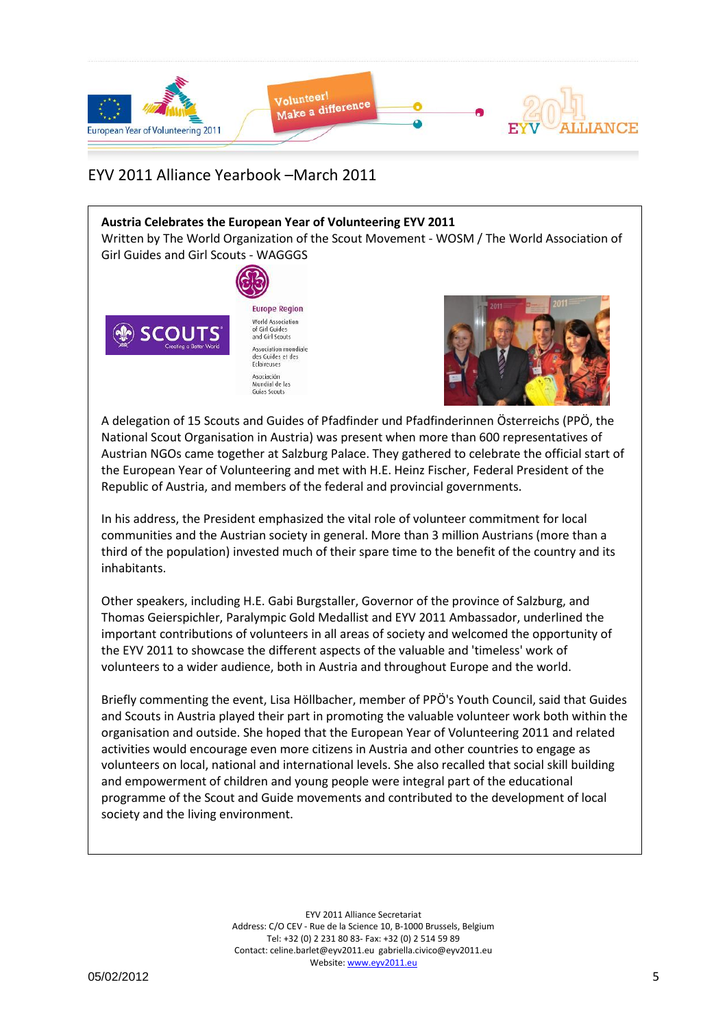EYV 2011 Alliance Yearbook –March 2011

**Austria Celebrates the European Year of Volunteering EYV 2011**

Written by The World Organization of the Scout Movement - WOSM / The World Association of Girl Guides and Girl Scouts - WAGGGS

A delegation of 15 Scouts and Guides of Pfadfinder und Pfadfinderinnen Österreichs (PPÖ, the National Scout Organisation in Austria) was present when more than 600 representatives of Austrian NGOs came together at Salzburg Palace. They gathered to celebrate the official start of the European Year of Volunteering and met with H.E. Heinz Fischer, Federal President of the Republic of Austria, and members of the federal and provincial governments.

In his address, the President emphasized the vital role of volunteer commitment for local communities and the Austrian society in general. More than 3 million Austrians (more than a third of the population) invested much of their spare time to the benefit of the country and its inhabitants.

Other speakers, including H.E. Gabi Burgstaller, Governor of the province of Salzburg, and Thomas Geierspichler, Paralympic Gold Medallist and EYV 2011 Ambassador, underlined the important contributions of volunteers in all areas of society and welcomed the opportunity of the EYV 2011 to showcase the different aspects of the valuable and 'timeless' work of volunteers to a wider audience, both in Austria and throughout Europe and the world.

Briefly commenting the event, Lisa Höllbacher, member of PPÖ's Youth Council, said that Guides and Scouts in Austria played their part in promoting the valuable volunteer work both within the organisation and outside. She hoped that the European Year of Volunteering 2011 and related activities would encourage even more citizens in Austria and other countries to engage as volunteers on local, national and international levels. She also recalled that social skill building and empowerment of children and young people were integral part of the educational programme of the Scout and Guide movements and contributed to the development of local society and the living environment.

EYV 2011 Alliance Secretariat
Address: C/O CEV - Rue de la Science 10, B-1000 Brussels, Belgium
Tel: +32 (0) 2 231 80 83- Fax: +32 (0) 2 514 59 89
Contact: celine.barlet@eyv2011.eu gabriella.civico@eyv2011.eu
Website: www.eyv2011.eu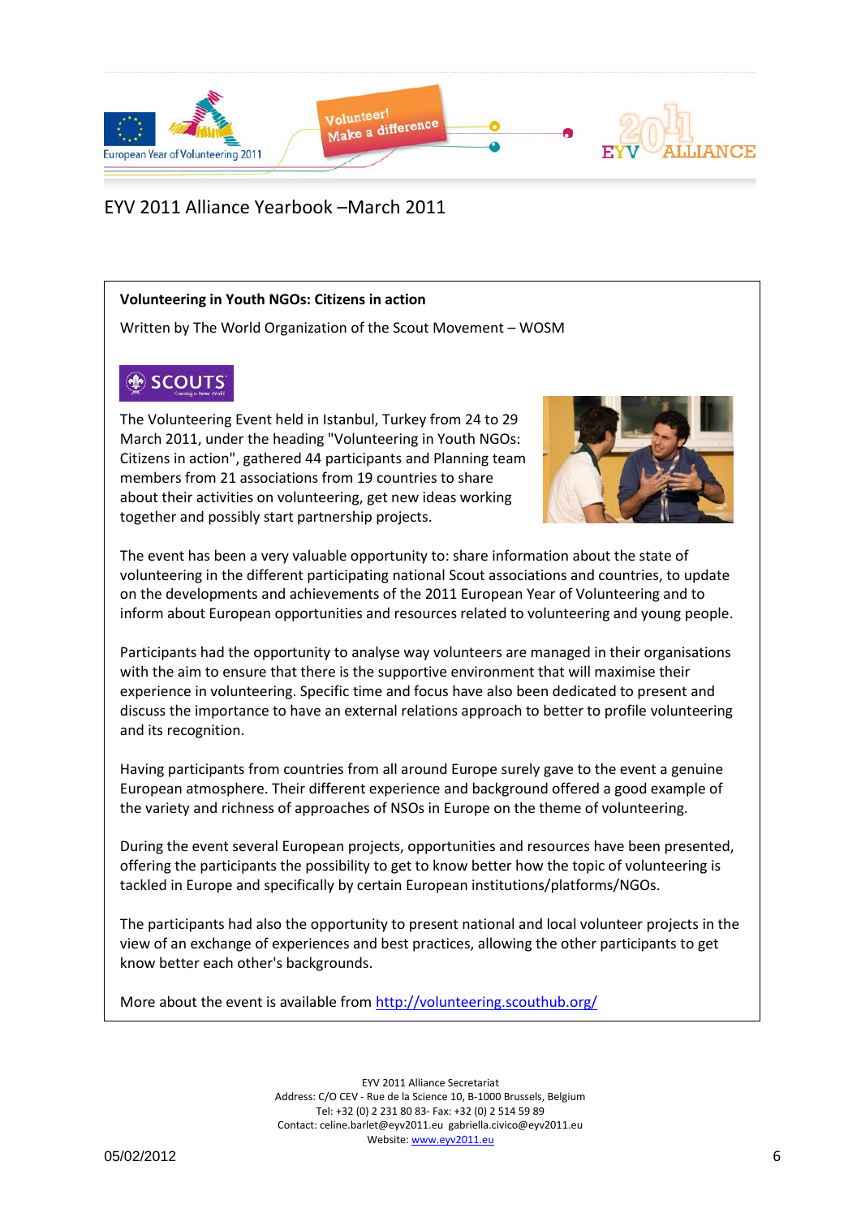EYV 2011 Alliance Yearbook –March 2011

**Volunteering in Youth NGOs: Citizens in action**

Written by The World Organization of the Scout Movement – WOSM

The Volunteering Event held in Istanbul, Turkey from 24 to 29 March 2011, under the heading "Volunteering in Youth NGOs: Citizens in action", gathered 44 participants and Planning team members from 21 associations from 19 countries to share about their activities on volunteering, get new ideas working together and possibly start partnership projects.

The event has been a very valuable opportunity to: share information about the state of volunteering in the different participating national Scout associations and countries, to update on the developments and achievements of the 2011 European Year of Volunteering and to inform about European opportunities and resources related to volunteering and young people.

Participants had the opportunity to analyse way volunteers are managed in their organisations with the aim to ensure that there is the supportive environment that will maximise their experience in volunteering. Specific time and focus have also been dedicated to present and discuss the importance to have an external relations approach to better to profile volunteering and its recognition.

Having participants from countries from all around Europe surely gave to the event a genuine European atmosphere. Their different experience and background offered a good example of the variety and richness of approaches of NSOs in Europe on the theme of volunteering.

During the event several European projects, opportunities and resources have been presented, offering the participants the possibility to get to know better how the topic of volunteering is tackled in Europe and specifically by certain European institutions/platforms/NGOs.

The participants had also the opportunity to present national and local volunteer projects in the view of an exchange of experiences and best practices, allowing the other participants to get know better each other's backgrounds.

More about the event is available from http://volunteering.scouthub.org/

EYV 2011 Alliance Secretariat
Address: C/O CEV - Rue de la Science 10, B-1000 Brussels, Belgium
Tel: +32 (0) 2 231 80 83- Fax: +32 (0) 2 514 59 89
Contact: celine.barlet@eyv2011.eu gabriella.civico@eyv2011.eu
Website: www.eyv2011.eu

05/02/2012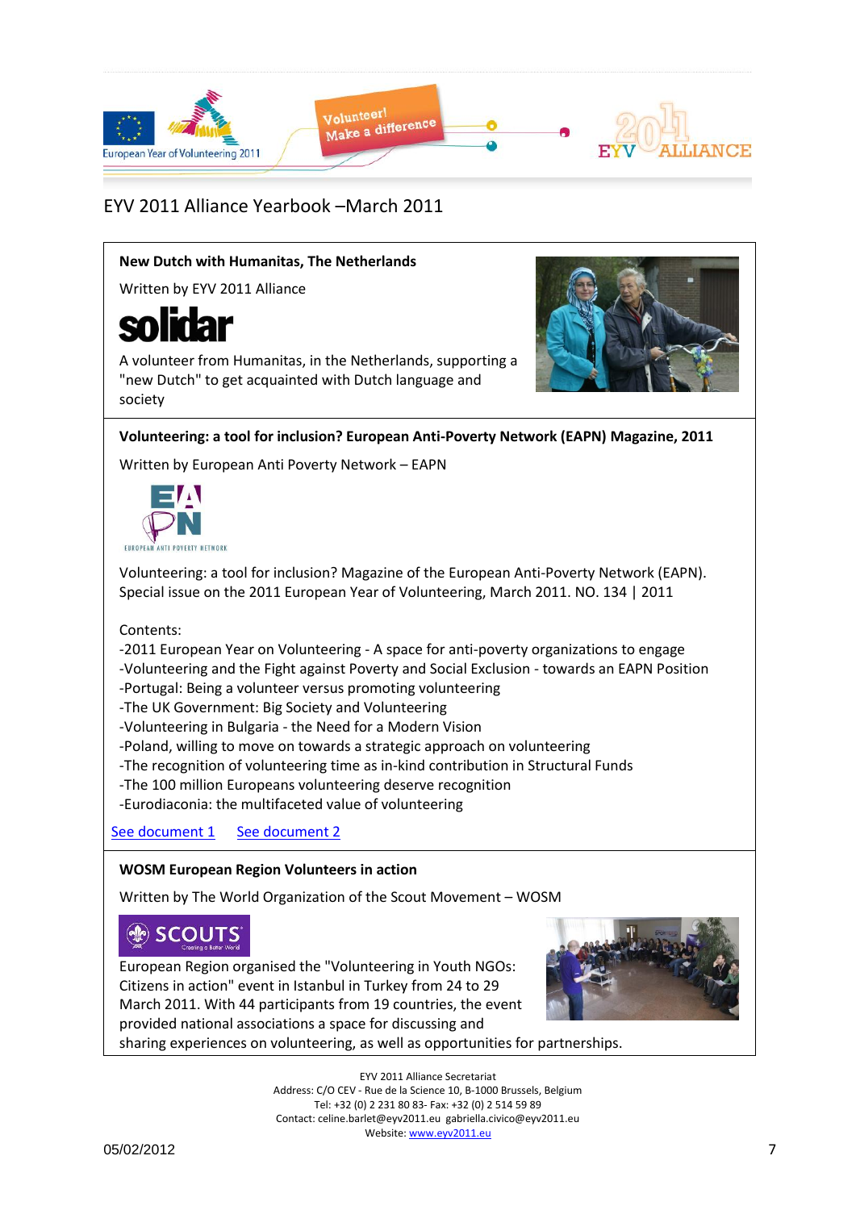EYV 2011 Alliance Yearbook –March 2011

**New Dutch with Humanitas, The Netherlands**

Written by EYV 2011 Alliance

solidar

A volunteer from Humanitas, in the Netherlands, supporting a "new Dutch" to get acquainted with Dutch language and society

**Volunteering: a tool for inclusion? European Anti-Poverty Network (EAPN) Magazine, 2011**

Written by European Anti Poverty Network – EAPN

EAPN EUROPEAN ANTI POVERTY NETWORK

Volunteering: a tool for inclusion? Magazine of the European Anti-Poverty Network (EAPN). Special issue on the 2011 European Year of Volunteering, March 2011. NO. 134 | 2011

Contents:
-2011 European Year on Volunteering - A space for anti-poverty organizations to engage
-Volunteering and the Fight against Poverty and Social Exclusion - towards an EAPN Position
-Portugal: Being a volunteer versus promoting volunteering
-The UK Government: Big Society and Volunteering
-Volunteering in Bulgaria - the Need for a Modern Vision
-Poland, willing to move on towards a strategic approach on volunteering
-The recognition of volunteering time as in-kind contribution in Structural Funds
-The 100 million Europeans volunteering deserve recognition
-Eurodiaconia: the multifaceted value of volunteering

See document 1 See document 2

**WOSM European Region Volunteers in action**

Written by The World Organization of the Scout Movement – WOSM

SCOUTS Creating a Better World

European Region organised the "Volunteering in Youth NGOs: Citizens in action" event in Istanbul in Turkey from 24 to 29 March 2011. With 44 participants from 19 countries, the event provided national associations a space for discussing and sharing experiences on volunteering, as well as opportunities for partnerships.

EYV 2011 Alliance Secretariat
Address: C/O CEV - Rue de la Science 10, B-1000 Brussels, Belgium
Tel: +32 (0) 2 231 80 83- Fax: +32 (0) 2 514 59 89
Contact: celine.barlet@eyv2011.eu gabriella.civico@eyv2011.eu
Website: www.eyv2011.eu

05/02/2012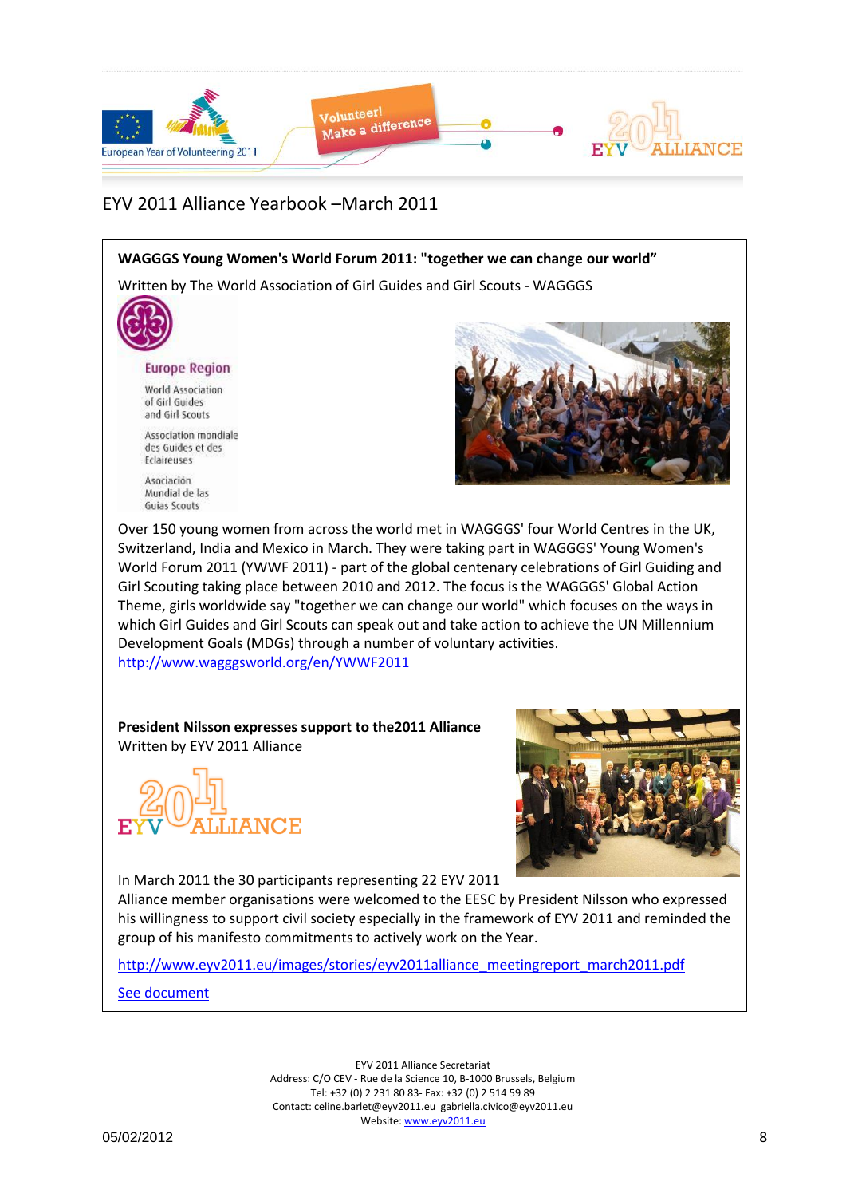EYV 2011 Alliance Yearbook –March 2011

**WAGGGS Young Women's World Forum 2011: "together we can change our world"**

Written by The World Association of Girl Guides and Girl Scouts - WAGGGS

Europe Region

World Association of Girl Guides and Girl Scouts

Association mondiale des Guides et des Eclaireuses

Asociación Mundial de las Guías Scouts

Over 150 young women from across the world met in WAGGGS' four World Centres in the UK, Switzerland, India and Mexico in March. They were taking part in WAGGGS' Young Women's World Forum 2011 (YWWF 2011) - part of the global centenary celebrations of Girl Guiding and Girl Scouting taking place between 2010 and 2012. The focus is the WAGGGS' Global Action Theme, girls worldwide say "together we can change our world" which focuses on the ways in which Girl Guides and Girl Scouts can speak out and take action to achieve the UN Millennium Development Goals (MDGs) through a number of voluntary activities.
http://www.wagggsworld.org/en/YWWF2011

**President Nilsson expresses support to the2011 Alliance**

Written by EYV 2011 Alliance

In March 2011 the 30 participants representing 22 EYV 2011 Alliance member organisations were welcomed to the EESC by President Nilsson who expressed his willingness to support civil society especially in the framework of EYV 2011 and reminded the group of his manifesto commitments to actively work on the Year.

http://www.eyv2011.eu/images/stories/eyv2011alliance_meetingreport_march2011.pdf

See document

EYV 2011 Alliance Secretariat
Address: C/O CEV - Rue de la Science 10, B-1000 Brussels, Belgium
Tel: +32 (0) 2 231 80 83- Fax: +32 (0) 2 514 59 89
Contact: celine.barlet@eyv2011.eu gabriella.civico@eyv2011.eu
Website: www.eyv2011.eu

05/02/2012